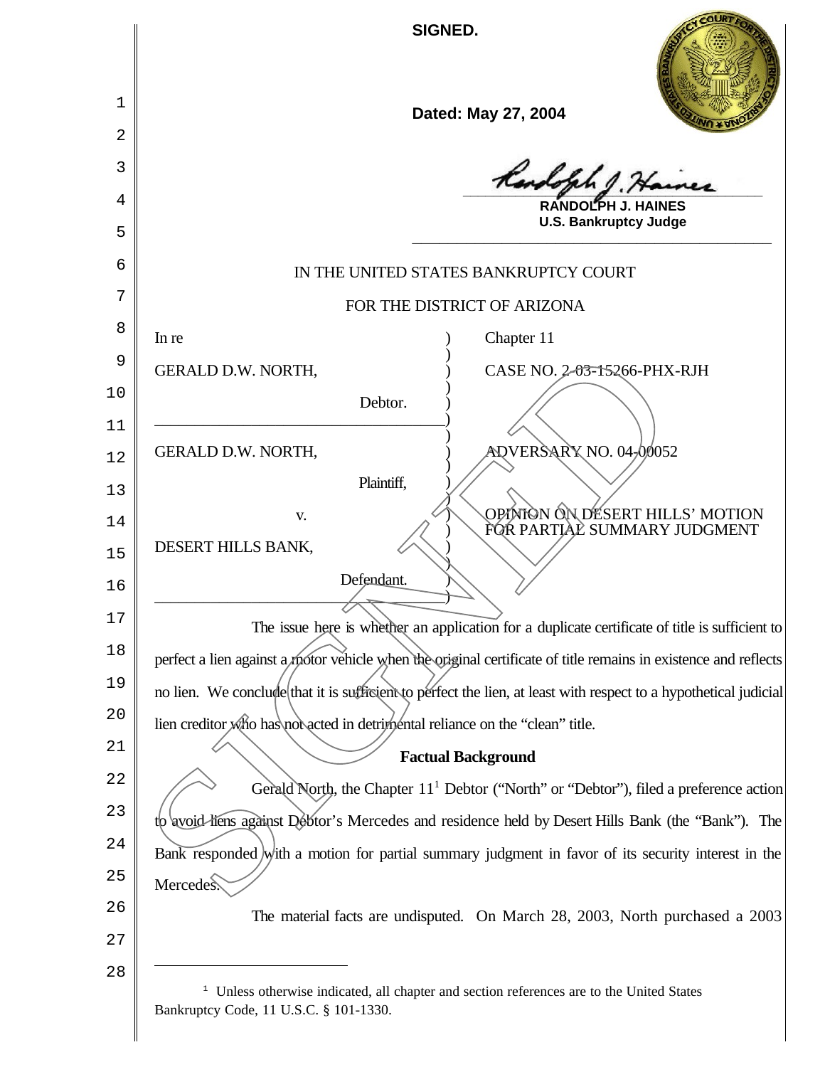**SIGNED.**

**Dated: May 27, 2004**

**RANDOLPH J. HAINES**
**U.S. Bankruptcy Judge**

IN THE UNITED STATES BANKRUPTCY COURT

FOR THE DISTRICT OF ARIZONA

| | |
|---|---|
| In re<br><br>GERALD D.W. NORTH,<br><br>Debtor. | Chapter 11<br><br>CASE NO. 2-03-15266-PHX-RJH |
| GERALD D.W. NORTH,<br><br>Plaintiff,<br><br>v.<br><br>DESERT HILLS BANK,<br><br>Defendant. | ADVERSARY NO. 04-00052<br><br>OPINION ON DESERT HILLS' MOTION FOR PARTIAL SUMMARY JUDGMENT |

The issue here is whether an application for a duplicate certificate of title is sufficient to perfect a lien against a motor vehicle when the original certificate of title remains in existence and reflects no lien. We conclude that it is sufficient to perfect the lien, at least with respect to a hypothetical judicial lien creditor who has not acted in detrimental reliance on the "clean" title.

**Factual Background**

Gerald North, the Chapter 11[1] Debtor ("North" or "Debtor"), filed a preference action to avoid liens against Debtor's Mercedes and residence held by Desert Hills Bank (the "Bank"). The Bank responded with a motion for partial summary judgment in favor of its security interest in the Mercedes.

The material facts are undisputed. On March 28, 2003, North purchased a 2003

[1] Unless otherwise indicated, all chapter and section references are to the United States Bankruptcy Code, 11 U.S.C. § 101-1330.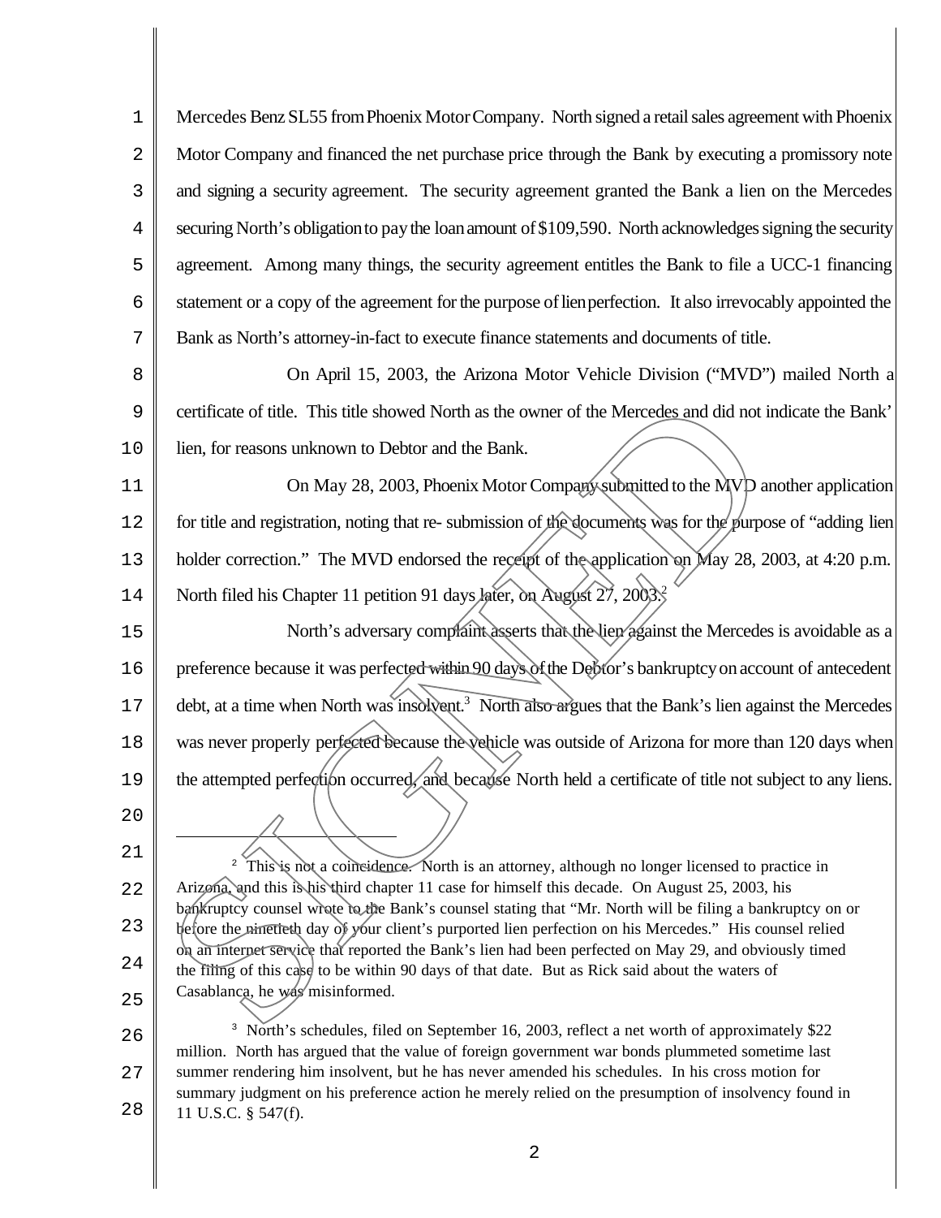Mercedes Benz SL55 from Phoenix Motor Company. North signed a retail sales agreement with Phoenix Motor Company and financed the net purchase price through the Bank by executing a promissory note and signing a security agreement. The security agreement granted the Bank a lien on the Mercedes securing North's obligation to pay the loan amount of $109,590. North acknowledges signing the security agreement. Among many things, the security agreement entitles the Bank to file a UCC-1 financing statement or a copy of the agreement for the purpose of lien perfection. It also irrevocably appointed the Bank as North's attorney-in-fact to execute finance statements and documents of title.

On April 15, 2003, the Arizona Motor Vehicle Division ("MVD") mailed North a certificate of title. This title showed North as the owner of the Mercedes and did not indicate the Bank' lien, for reasons unknown to Debtor and the Bank.

On May 28, 2003, Phoenix Motor Company submitted to the MVD another application for title and registration, noting that re- submission of the documents was for the purpose of "adding lien holder correction." The MVD endorsed the receipt of the application on May 28, 2003, at 4:20 p.m. North filed his Chapter 11 petition 91 days later, on August 27, 2003.[2]

North's adversary complaint asserts that the lien against the Mercedes is avoidable as a preference because it was perfected within 90 days of the Debtor's bankruptcy on account of antecedent debt, at a time when North was insolvent.[3] North also argues that the Bank's lien against the Mercedes was never properly perfected because the vehicle was outside of Arizona for more than 120 days when the attempted perfection occurred, and because North held a certificate of title not subject to any liens.

---

[2] This is not a coincidence. North is an attorney, although no longer licensed to practice in Arizona, and this is his third chapter 11 case for himself this decade. On August 25, 2003, his bankruptcy counsel wrote to the Bank's counsel stating that "Mr. North will be filing a bankruptcy on or before the ninetieth day of your client's purported lien perfection on his Mercedes." His counsel relied on an internet service that reported the Bank's lien had been perfected on May 29, and obviously timed the filing of this case to be within 90 days of that date. But as Rick said about the waters of Casablanca, he was misinformed.

[3] North's schedules, filed on September 16, 2003, reflect a net worth of approximately $22 million. North has argued that the value of foreign government war bonds plummeted sometime last summer rendering him insolvent, but he has never amended his schedules. In his cross motion for summary judgment on his preference action he merely relied on the presumption of insolvency found in 11 U.S.C. § 547(f).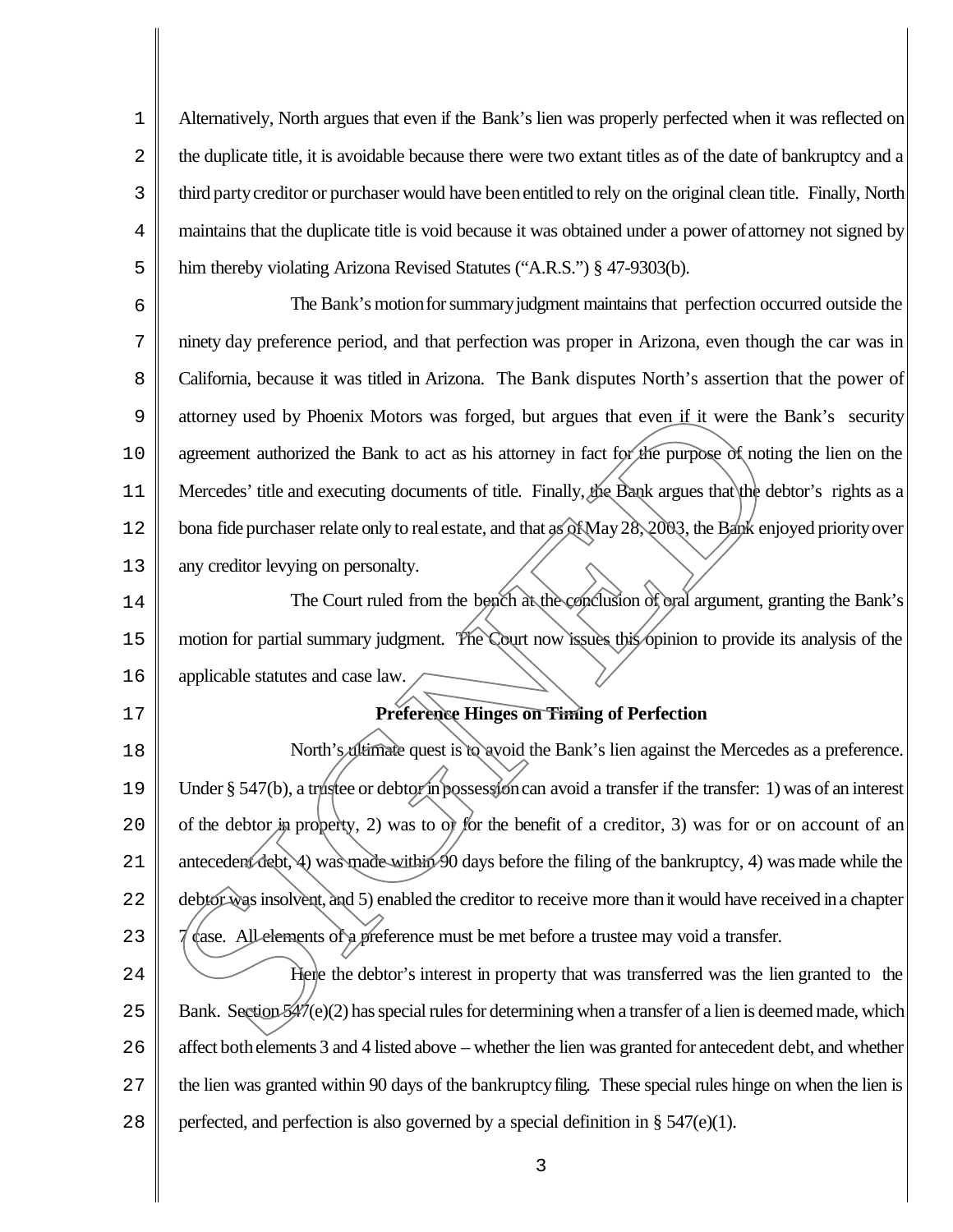Alternatively, North argues that even if the Bank's lien was properly perfected when it was reflected on the duplicate title, it is avoidable because there were two extant titles as of the date of bankruptcy and a third party creditor or purchaser would have been entitled to rely on the original clean title. Finally, North maintains that the duplicate title is void because it was obtained under a power of attorney not signed by him thereby violating Arizona Revised Statutes ("A.R.S.") § 47-9303(b).

The Bank's motion for summary judgment maintains that perfection occurred outside the ninety day preference period, and that perfection was proper in Arizona, even though the car was in California, because it was titled in Arizona. The Bank disputes North's assertion that the power of attorney used by Phoenix Motors was forged, but argues that even if it were the Bank's security agreement authorized the Bank to act as his attorney in fact for the purpose of noting the lien on the Mercedes' title and executing documents of title. Finally, the Bank argues that the debtor's rights as a bona fide purchaser relate only to real estate, and that as of May 28, 2003, the Bank enjoyed priority over any creditor levying on personalty.

The Court ruled from the bench at the conclusion of oral argument, granting the Bank's motion for partial summary judgment. The Court now issues this opinion to provide its analysis of the applicable statutes and case law.

**Preference Hinges on Timing of Perfection**

North's ultimate quest is to avoid the Bank's lien against the Mercedes as a preference. Under § 547(b), a trustee or debtor in possession can avoid a transfer if the transfer: 1) was of an interest of the debtor in property, 2) was to or for the benefit of a creditor, 3) was for or on account of an antecedent debt, 4) was made within 90 days before the filing of the bankruptcy, 4) was made while the debtor was insolvent, and 5) enabled the creditor to receive more than it would have received in a chapter 7 case. All elements of a preference must be met before a trustee may void a transfer.

Here the debtor's interest in property that was transferred was the lien granted to the Bank. Section 547(e)(2) has special rules for determining when a transfer of a lien is deemed made, which affect both elements 3 and 4 listed above – whether the lien was granted for antecedent debt, and whether the lien was granted within 90 days of the bankruptcy filing. These special rules hinge on when the lien is perfected, and perfection is also governed by a special definition in § 547(e)(1).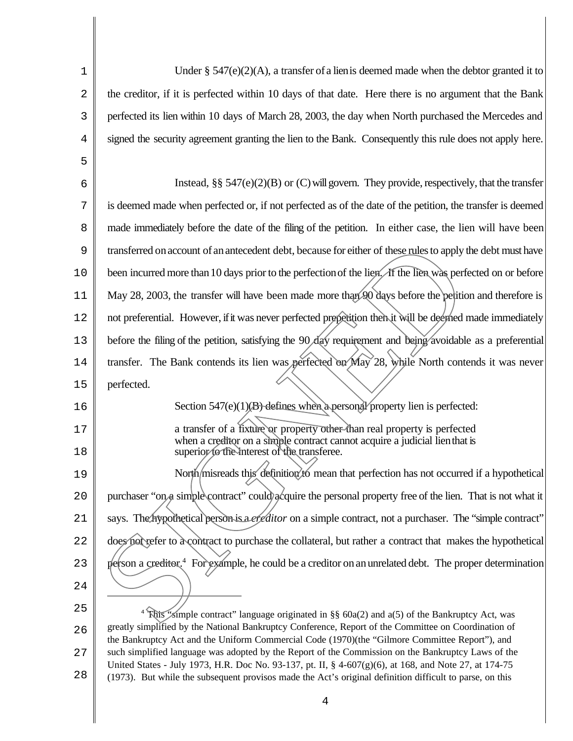Under § 547(e)(2)(A), a transfer of a lien is deemed made when the debtor granted it to the creditor, if it is perfected within 10 days of that date. Here there is no argument that the Bank perfected its lien within 10 days of March 28, 2003, the day when North purchased the Mercedes and signed the security agreement granting the lien to the Bank. Consequently this rule does not apply here.

Instead, §§ 547(e)(2)(B) or (C) will govern. They provide, respectively, that the transfer is deemed made when perfected or, if not perfected as of the date of the petition, the transfer is deemed made immediately before the date of the filing of the petition. In either case, the lien will have been transferred on account of an antecedent debt, because for either of these rules to apply the debt must have been incurred more than 10 days prior to the perfection of the lien. If the lien was perfected on or before May 28, 2003, the transfer will have been made more than 90 days before the petition and therefore is not preferential. However, if it was never perfected prepetition then it will be deemed made immediately before the filing of the petition, satisfying the 90 day requirement and being avoidable as a preferential transfer. The Bank contends its lien was perfected on May 28, while North contends it was never perfected.

Section 547(e)(1)(B) defines when a personal property lien is perfected:

> a transfer of a fixture or property other than real property is perfected when a creditor on a simple contract cannot acquire a judicial lien that is superior to the interest of the transferee.

North misreads this definition to mean that perfection has not occurred if a hypothetical purchaser "on a simple contract" could acquire the personal property free of the lien. That is not what it says. The hypothetical person is a *creditor* on a simple contract, not a purchaser. The "simple contract" does not refer to a contract to purchase the collateral, but rather a contract that makes the hypothetical person a creditor.[4] For example, he could be a creditor on an unrelated debt. The proper determination

---

[4] This "simple contract" language originated in §§ 60a(2) and a(5) of the Bankruptcy Act, was greatly simplified by the National Bankruptcy Conference, Report of the Committee on Coordination of the Bankruptcy Act and the Uniform Commercial Code (1970)(the "Gilmore Committee Report"), and such simplified language was adopted by the Report of the Commission on the Bankruptcy Laws of the United States - July 1973, H.R. Doc No. 93-137, pt. II, § 4-607(g)(6), at 168, and Note 27, at 174-75 (1973). But while the subsequent provisos made the Act's original definition difficult to parse, on this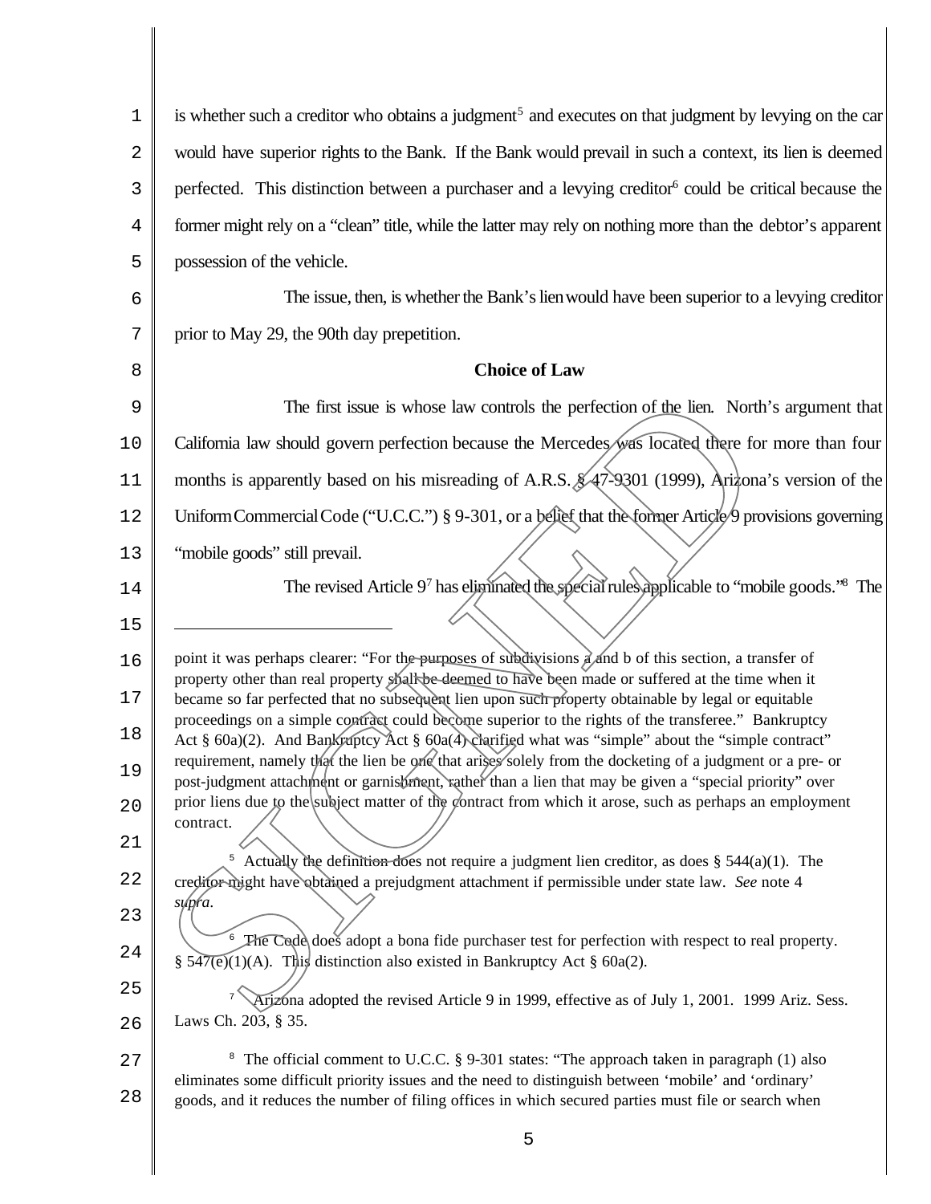is whether such a creditor who obtains a judgment[5] and executes on that judgment by levying on the car would have superior rights to the Bank. If the Bank would prevail in such a context, its lien is deemed perfected. This distinction between a purchaser and a levying creditor[6] could be critical because the former might rely on a "clean" title, while the latter may rely on nothing more than the debtor's apparent possession of the vehicle.

The issue, then, is whether the Bank's lien would have been superior to a levying creditor prior to May 29, the 90th day prepetition.

**Choice of Law**

The first issue is whose law controls the perfection of the lien. North's argument that California law should govern perfection because the Mercedes was located there for more than four months is apparently based on his misreading of A.R.S. § 47-9301 (1999), Arizona's version of the Uniform Commercial Code ("U.C.C.") § 9-301, or a belief that the former Article 9 provisions governing "mobile goods" still prevail.

The revised Article 9[7] has eliminated the special rules applicable to "mobile goods."[8] The

---

point it was perhaps clearer: "For the purposes of subdivisions a and b of this section, a transfer of property other than real property shall be deemed to have been made or suffered at the time when it became so far perfected that no subsequent lien upon such property obtainable by legal or equitable proceedings on a simple contract could become superior to the rights of the transferee." Bankruptcy Act § 60a(2). And Bankruptcy Act § 60a(4) clarified what was "simple" about the "simple contract" requirement, namely that the lien be one that arises solely from the docketing of a judgment or a pre- or post-judgment attachment or garnishment, rather than a lien that may be given a "special priority" over prior liens due to the subject matter of the contract from which it arose, such as perhaps an employment contract.

[5] Actually the definition does not require a judgment lien creditor, as does § 544(a)(1). The creditor might have obtained a prejudgment attachment if permissible under state law. *See* note 4 *supra*.

[6] The Code does adopt a bona fide purchaser test for perfection with respect to real property. § 547(e)(1)(A). This distinction also existed in Bankruptcy Act § 60a(2).

[7] Arizona adopted the revised Article 9 in 1999, effective as of July 1, 2001. 1999 Ariz. Sess. Laws Ch. 203, § 35.

[8] The official comment to U.C.C. § 9-301 states: "The approach taken in paragraph (1) also eliminates some difficult priority issues and the need to distinguish between 'mobile' and 'ordinary' goods, and it reduces the number of filing offices in which secured parties must file or search when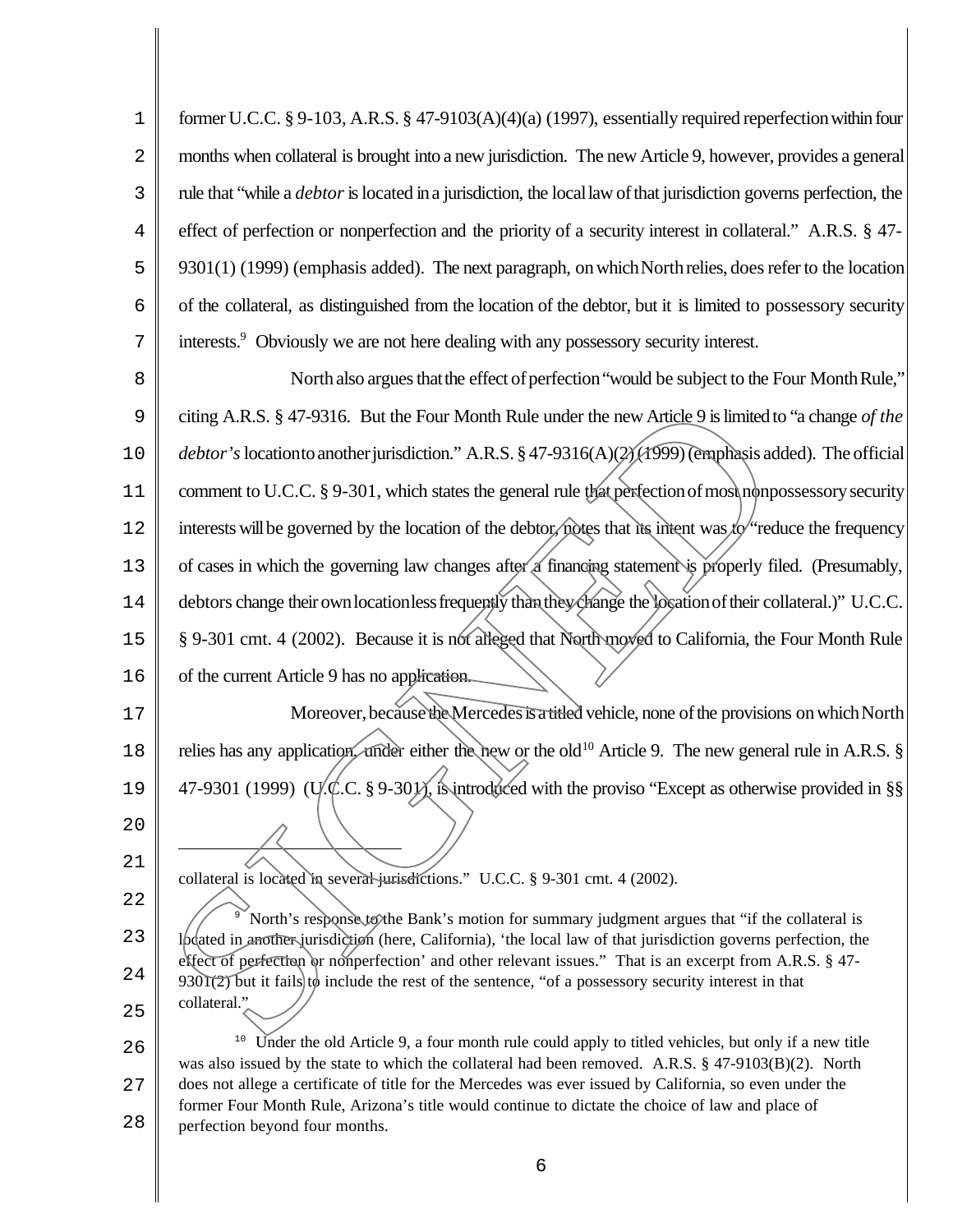former U.C.C. § 9-103, A.R.S. § 47-9103(A)(4)(a) (1997), essentially required reperfection within four months when collateral is brought into a new jurisdiction. The new Article 9, however, provides a general rule that "while a *debtor* is located in a jurisdiction, the local law of that jurisdiction governs perfection, the effect of perfection or nonperfection and the priority of a security interest in collateral." A.R.S. § 47-9301(1) (1999) (emphasis added). The next paragraph, on which North relies, does refer to the location of the collateral, as distinguished from the location of the debtor, but it is limited to possessory security interests.[9] Obviously we are not here dealing with any possessory security interest.

North also argues that the effect of perfection "would be subject to the Four Month Rule," citing A.R.S. § 47-9316. But the Four Month Rule under the new Article 9 is limited to "a change *of the debtor's* location to another jurisdiction." A.R.S. § 47-9316(A)(2) (1999) (emphasis added). The official comment to U.C.C. § 9-301, which states the general rule that perfection of most nonpossessory security interests will be governed by the location of the debtor, notes that its intent was to "reduce the frequency of cases in which the governing law changes after a financing statement is properly filed. (Presumably, debtors change their own location less frequently than they change the location of their collateral.)" U.C.C. § 9-301 cmt. 4 (2002). Because it is not alleged that North moved to California, the Four Month Rule of the current Article 9 has no application.

Moreover, because the Mercedes is a titled vehicle, none of the provisions on which North relies has any application, under either the new or the old[10] Article 9. The new general rule in A.R.S. § 47-9301 (1999) (U.C.C. § 9-301), is introduced with the proviso "Except as otherwise provided in §§

---

collateral is located in several jurisdictions." U.C.C. § 9-301 cmt. 4 (2002).

[9] North's response to the Bank's motion for summary judgment argues that "if the collateral is located in another jurisdiction (here, California), 'the local law of that jurisdiction governs perfection, the effect of perfection or nonperfection' and other relevant issues." That is an excerpt from A.R.S. § 47-9301(2) but it fails to include the rest of the sentence, "of a possessory security interest in that collateral."

[10] Under the old Article 9, a four month rule could apply to titled vehicles, but only if a new title was also issued by the state to which the collateral had been removed. A.R.S. § 47-9103(B)(2). North does not allege a certificate of title for the Mercedes was ever issued by California, so even under the former Four Month Rule, Arizona's title would continue to dictate the choice of law and place of perfection beyond four months.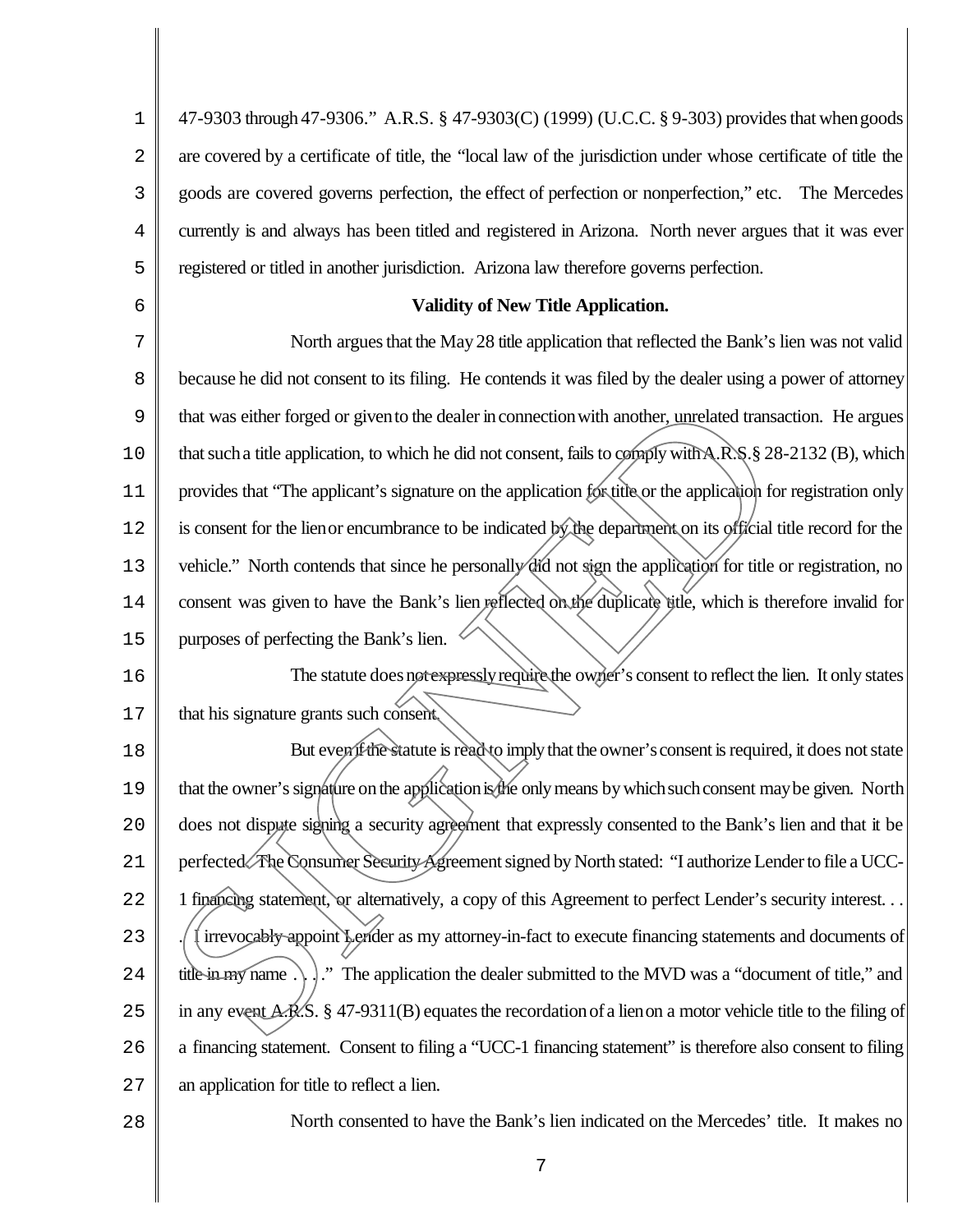47-9303 through 47-9306." A.R.S. § 47-9303(C) (1999) (U.C.C. § 9-303) provides that when goods are covered by a certificate of title, the "local law of the jurisdiction under whose certificate of title the goods are covered governs perfection, the effect of perfection or nonperfection," etc. The Mercedes currently is and always has been titled and registered in Arizona. North never argues that it was ever registered or titled in another jurisdiction. Arizona law therefore governs perfection.

**Validity of New Title Application.**

North argues that the May 28 title application that reflected the Bank's lien was not valid because he did not consent to its filing. He contends it was filed by the dealer using a power of attorney that was either forged or given to the dealer in connection with another, unrelated transaction. He argues that such a title application, to which he did not consent, fails to comply with A.R.S. § 28-2132 (B), which provides that "The applicant's signature on the application for title or the application for registration only is consent for the lien or encumbrance to be indicated by the department on its official title record for the vehicle." North contends that since he personally did not sign the application for title or registration, no consent was given to have the Bank's lien reflected on the duplicate title, which is therefore invalid for purposes of perfecting the Bank's lien.

The statute does not expressly require the owner's consent to reflect the lien. It only states that his signature grants such consent.

But even if the statute is read to imply that the owner's consent is required, it does not state that the owner's signature on the application is the only means by which such consent may be given. North does not dispute signing a security agreement that expressly consented to the Bank's lien and that it be perfected. The Consumer Security Agreement signed by North stated: "I authorize Lender to file a UCC-1 financing statement, or alternatively, a copy of this Agreement to perfect Lender's security interest. . . . I irrevocably appoint Lender as my attorney-in-fact to execute financing statements and documents of title in my name . . . ." The application the dealer submitted to the MVD was a "document of title," and in any event A.R.S. § 47-9311(B) equates the recordation of a lien on a motor vehicle title to the filing of a financing statement. Consent to filing a "UCC-1 financing statement" is therefore also consent to filing an application for title to reflect a lien.

North consented to have the Bank's lien indicated on the Mercedes' title. It makes no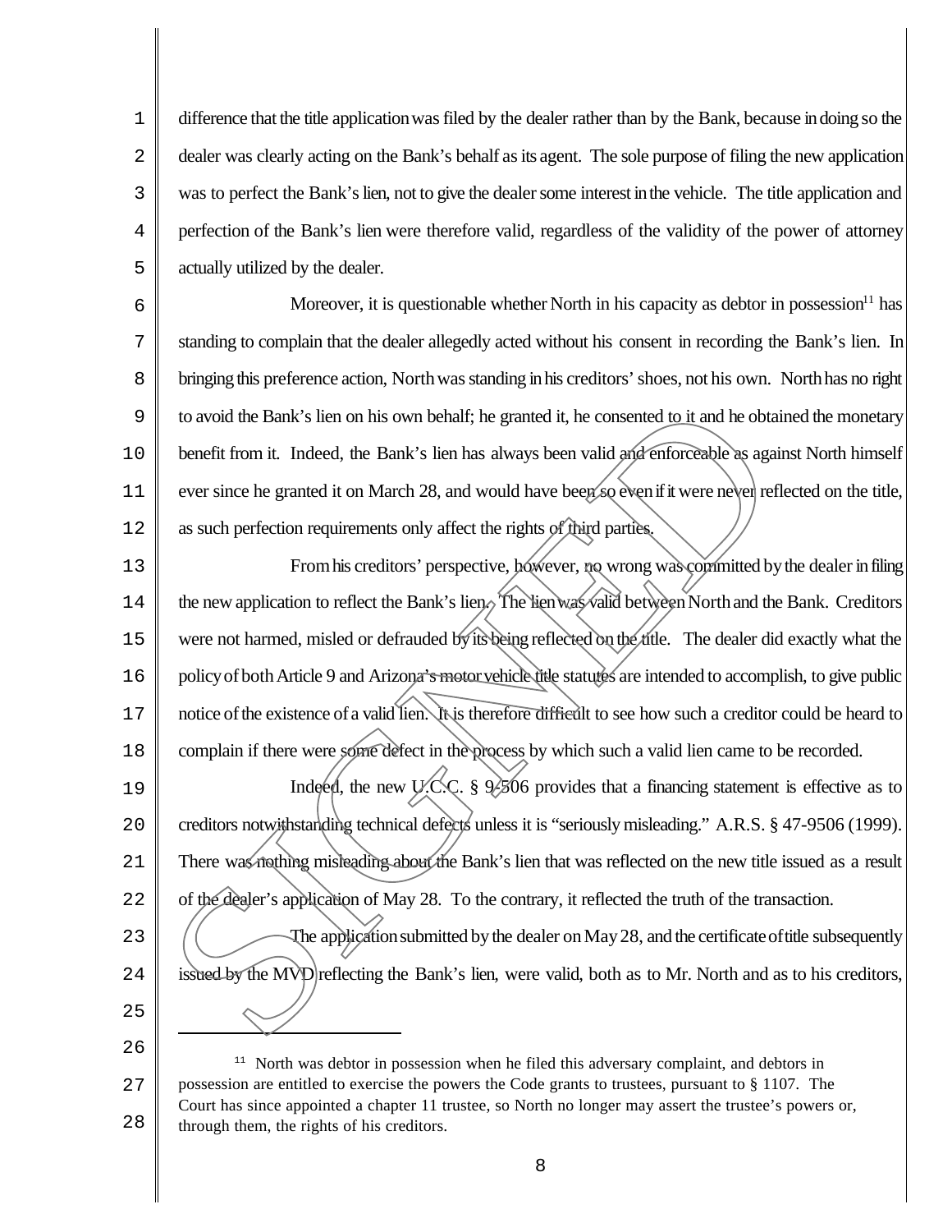difference that the title application was filed by the dealer rather than by the Bank, because in doing so the dealer was clearly acting on the Bank's behalf as its agent. The sole purpose of filing the new application was to perfect the Bank's lien, not to give the dealer some interest in the vehicle. The title application and perfection of the Bank's lien were therefore valid, regardless of the validity of the power of attorney actually utilized by the dealer.

Moreover, it is questionable whether North in his capacity as debtor in possession[11] has standing to complain that the dealer allegedly acted without his consent in recording the Bank's lien. In bringing this preference action, North was standing in his creditors' shoes, not his own. North has no right to avoid the Bank's lien on his own behalf; he granted it, he consented to it and he obtained the monetary benefit from it. Indeed, the Bank's lien has always been valid and enforceable as against North himself ever since he granted it on March 28, and would have been so even if it were never reflected on the title, as such perfection requirements only affect the rights of third parties.

From his creditors' perspective, however, no wrong was committed by the dealer in filing the new application to reflect the Bank's lien. The lien was valid between North and the Bank. Creditors were not harmed, misled or defrauded by its being reflected on the title. The dealer did exactly what the policy of both Article 9 and Arizona's motor vehicle title statutes are intended to accomplish, to give public notice of the existence of a valid lien. It is therefore difficult to see how such a creditor could be heard to complain if there were some defect in the process by which such a valid lien came to be recorded.

Indeed, the new U.C.C. § 9-506 provides that a financing statement is effective as to creditors notwithstanding technical defects unless it is "seriously misleading." A.R.S. § 47-9506 (1999). There was nothing misleading about the Bank's lien that was reflected on the new title issued as a result of the dealer's application of May 28. To the contrary, it reflected the truth of the transaction.

The application submitted by the dealer on May 28, and the certificate of title subsequently issued by the MVD reflecting the Bank's lien, were valid, both as to Mr. North and as to his creditors,

---

[11] North was debtor in possession when he filed this adversary complaint, and debtors in possession are entitled to exercise the powers the Code grants to trustees, pursuant to § 1107. The Court has since appointed a chapter 11 trustee, so North no longer may assert the trustee's powers or, through them, the rights of his creditors.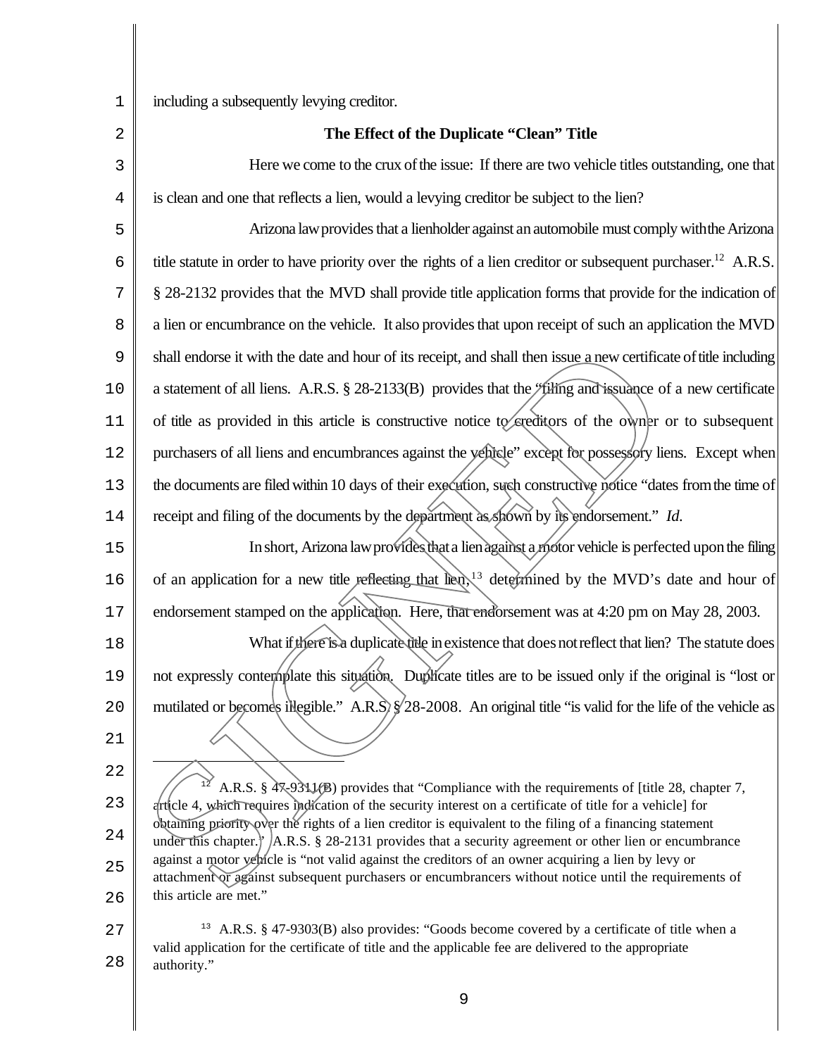including a subsequently levying creditor.

**The Effect of the Duplicate "Clean" Title**

Here we come to the crux of the issue: If there are two vehicle titles outstanding, one that is clean and one that reflects a lien, would a levying creditor be subject to the lien?

Arizona law provides that a lienholder against an automobile must comply with the Arizona title statute in order to have priority over the rights of a lien creditor or subsequent purchaser.[12] A.R.S. § 28-2132 provides that the MVD shall provide title application forms that provide for the indication of a lien or encumbrance on the vehicle. It also provides that upon receipt of such an application the MVD shall endorse it with the date and hour of its receipt, and shall then issue a new certificate of title including a statement of all liens. A.R.S. § 28-2133(B) provides that the "filing and issuance of a new certificate of title as provided in this article is constructive notice to creditors of the owner or to subsequent purchasers of all liens and encumbrances against the vehicle" except for possessory liens. Except when the documents are filed within 10 days of their execution, such constructive notice "dates from the time of receipt and filing of the documents by the department as shown by its endorsement." *Id.*

In short, Arizona law provides that a lien against a motor vehicle is perfected upon the filing of an application for a new title reflecting that lien,[13] determined by the MVD's date and hour of endorsement stamped on the application. Here, that endorsement was at 4:20 pm on May 28, 2003.

What if there is a duplicate title in existence that does not reflect that lien? The statute does not expressly contemplate this situation. Duplicate titles are to be issued only if the original is "lost or mutilated or becomes illegible." A.R.S. § 28-2008. An original title "is valid for the life of the vehicle as

---

[12] A.R.S. § 47-9311(B) provides that "Compliance with the requirements of [title 28, chapter 7, article 4, which requires indication of the security interest on a certificate of title for a vehicle] for obtaining priority over the rights of a lien creditor is equivalent to the filing of a financing statement under this chapter." A.R.S. § 28-2131 provides that a security agreement or other lien or encumbrance against a motor vehicle is "not valid against the creditors of an owner acquiring a lien by levy or attachment or against subsequent purchasers or encumbrancers without notice until the requirements of this article are met."

[13] A.R.S. § 47-9303(B) also provides: "Goods become covered by a certificate of title when a valid application for the certificate of title and the applicable fee are delivered to the appropriate authority."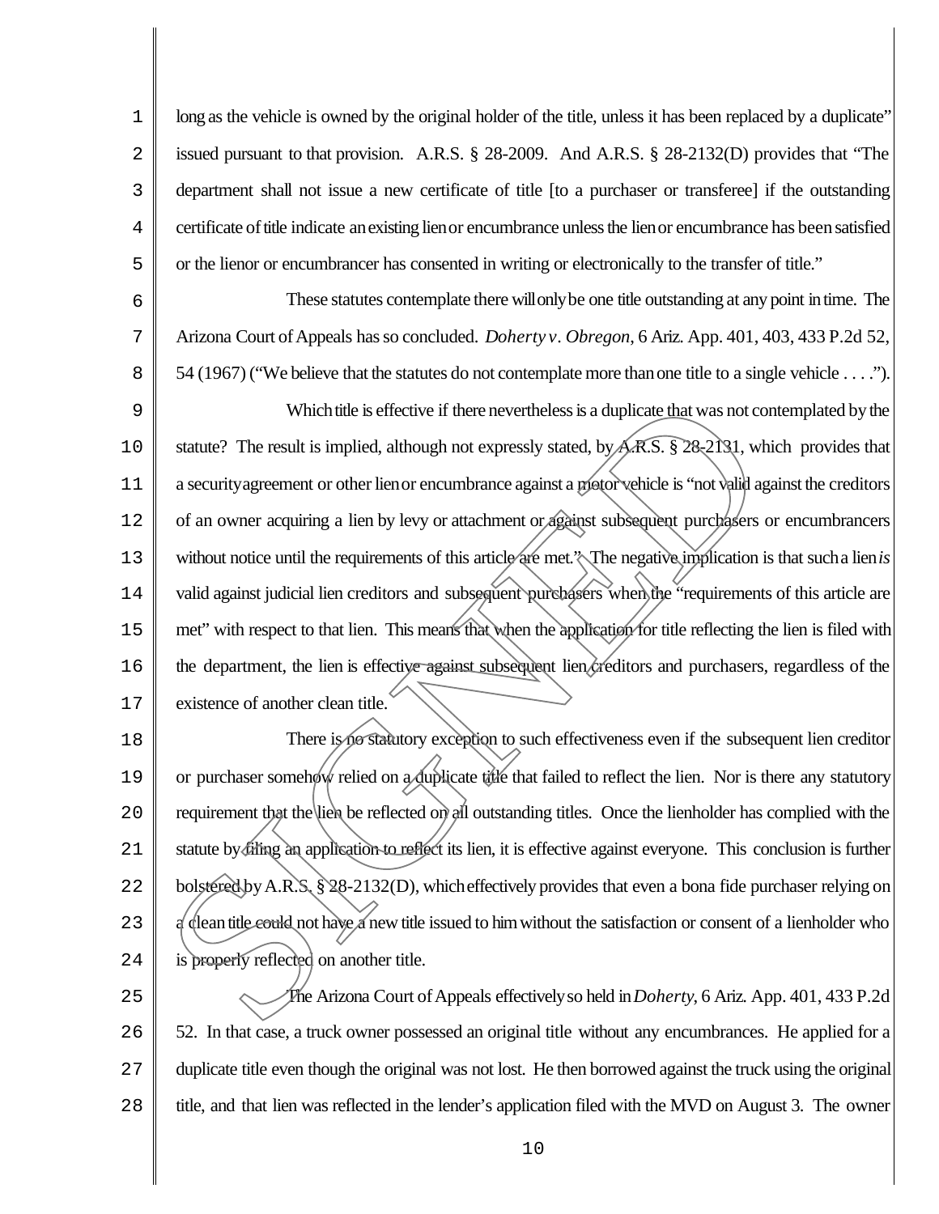long as the vehicle is owned by the original holder of the title, unless it has been replaced by a duplicate" issued pursuant to that provision. A.R.S. § 28-2009. And A.R.S. § 28-2132(D) provides that "The department shall not issue a new certificate of title [to a purchaser or transferee] if the outstanding certificate of title indicate an existing lien or encumbrance unless the lien or encumbrance has been satisfied or the lienor or encumbrancer has consented in writing or electronically to the transfer of title."

These statutes contemplate there will only be one title outstanding at any point in time. The Arizona Court of Appeals has so concluded. *Doherty v. Obregon*, 6 Ariz. App. 401, 403, 433 P.2d 52, 54 (1967) ("We believe that the statutes do not contemplate more than one title to a single vehicle . . . .").

Which title is effective if there nevertheless is a duplicate that was not contemplated by the statute? The result is implied, although not expressly stated, by A.R.S. § 28-2131, which provides that a security agreement or other lien or encumbrance against a motor vehicle is "not valid against the creditors of an owner acquiring a lien by levy or attachment or against subsequent purchasers or encumbrancers without notice until the requirements of this article are met." The negative implication is that such a lien *is* valid against judicial lien creditors and subsequent purchasers when the "requirements of this article are met" with respect to that lien. This means that when the application for title reflecting the lien is filed with the department, the lien is effective against subsequent lien creditors and purchasers, regardless of the existence of another clean title.

There is no statutory exception to such effectiveness even if the subsequent lien creditor or purchaser somehow relied on a duplicate title that failed to reflect the lien. Nor is there any statutory requirement that the lien be reflected on all outstanding titles. Once the lienholder has complied with the statute by filing an application to reflect its lien, it is effective against everyone. This conclusion is further bolstered by A.R.S. § 28-2132(D), which effectively provides that even a bona fide purchaser relying on a clean title could not have a new title issued to him without the satisfaction or consent of a lienholder who is properly reflected on another title.

The Arizona Court of Appeals effectively so held in *Doherty*, 6 Ariz. App. 401, 433 P.2d 52. In that case, a truck owner possessed an original title without any encumbrances. He applied for a duplicate title even though the original was not lost. He then borrowed against the truck using the original title, and that lien was reflected in the lender's application filed with the MVD on August 3. The owner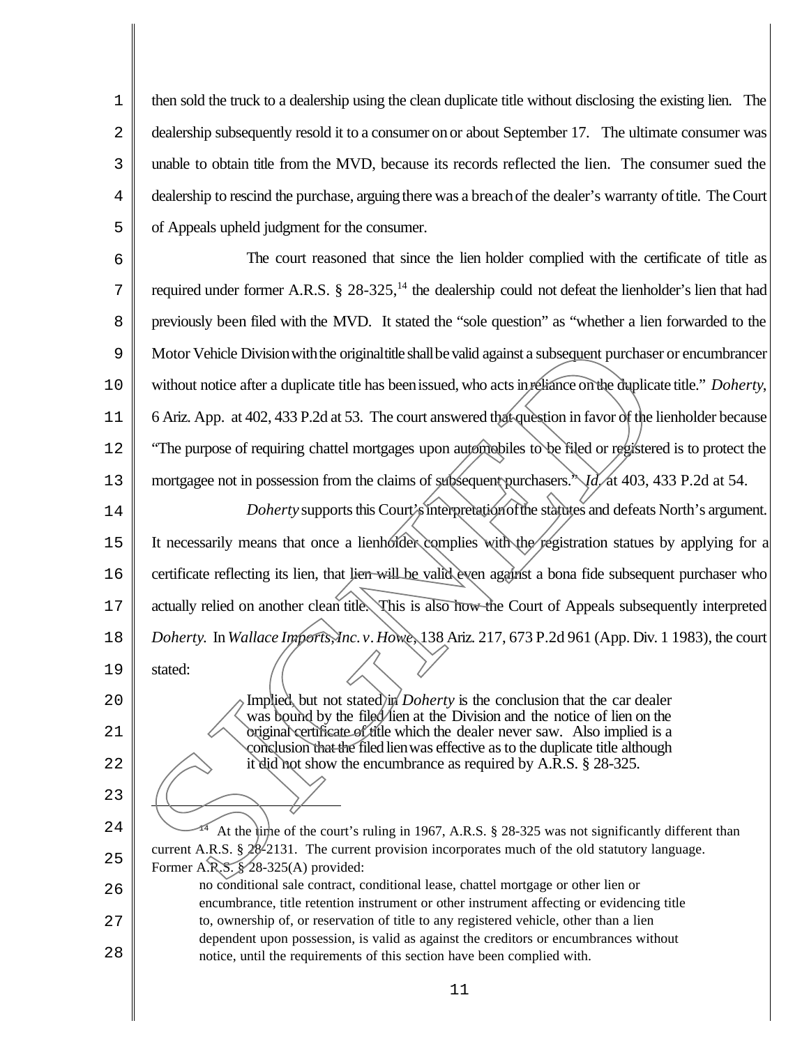then sold the truck to a dealership using the clean duplicate title without disclosing the existing lien. The dealership subsequently resold it to a consumer on or about September 17. The ultimate consumer was unable to obtain title from the MVD, because its records reflected the lien. The consumer sued the dealership to rescind the purchase, arguing there was a breach of the dealer's warranty of title. The Court of Appeals upheld judgment for the consumer.

The court reasoned that since the lien holder complied with the certificate of title as required under former A.R.S. § 28-325,[14] the dealership could not defeat the lienholder's lien that had previously been filed with the MVD. It stated the "sole question" as "whether a lien forwarded to the Motor Vehicle Division with the original title shall be valid against a subsequent purchaser or encumbrancer without notice after a duplicate title has been issued, who acts in reliance on the duplicate title." *Doherty*, 6 Ariz. App. at 402, 433 P.2d at 53. The court answered that question in favor of the lienholder because "The purpose of requiring chattel mortgages upon automobiles to be filed or registered is to protect the mortgagee not in possession from the claims of subsequent purchasers." *Id.* at 403, 433 P.2d at 54.

*Doherty* supports this Court's interpretation of the statutes and defeats North's argument. It necessarily means that once a lienholder complies with the registration statues by applying for a certificate reflecting its lien, that lien will be valid even against a bona fide subsequent purchaser who actually relied on another clean title. This is also how the Court of Appeals subsequently interpreted *Doherty.* In *Wallace Imports, Inc. v. Howe*, 138 Ariz. 217, 673 P.2d 961 (App. Div. 1 1983), the court stated:

> Implied, but not stated in *Doherty* is the conclusion that the car dealer was bound by the filed lien at the Division and the notice of lien on the original certificate of title which the dealer never saw. Also implied is a conclusion that the filed lien was effective as to the duplicate title although it did not show the encumbrance as required by A.R.S. § 28-325.

---

[14] At the time of the court's ruling in 1967, A.R.S. § 28-325 was not significantly different than current A.R.S. § 28-2131. The current provision incorporates much of the old statutory language. Former A.R.S. § 28-325(A) provided:

> no conditional sale contract, conditional lease, chattel mortgage or other lien or encumbrance, title retention instrument or other instrument affecting or evidencing title to, ownership of, or reservation of title to any registered vehicle, other than a lien dependent upon possession, is valid as against the creditors or encumbrances without notice, until the requirements of this section have been complied with.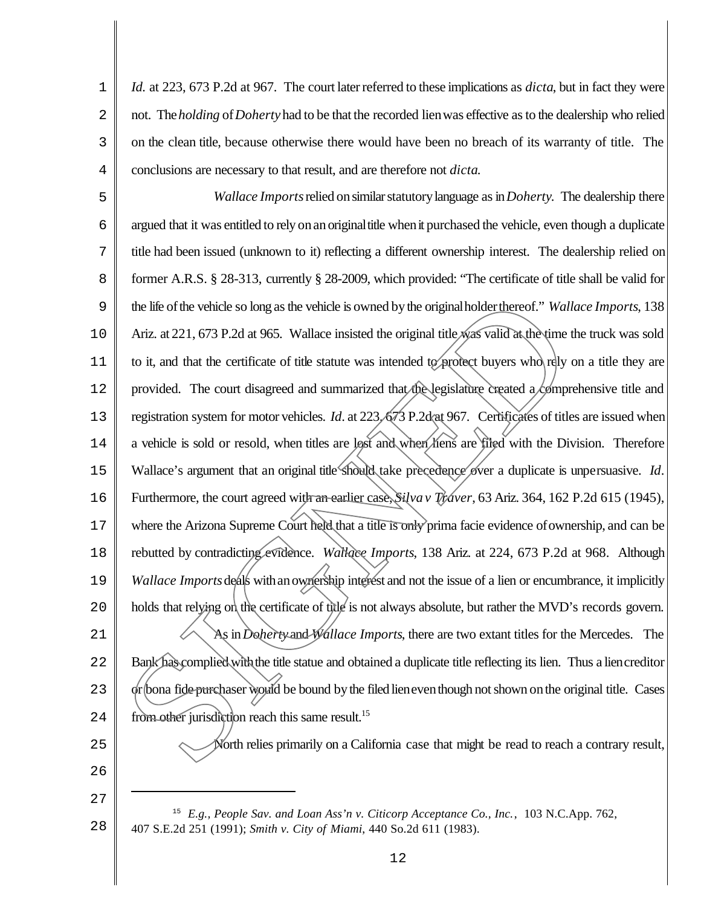*Id.* at 223, 673 P.2d at 967. The court later referred to these implications as *dicta*, but in fact they were not. The *holding* of *Doherty* had to be that the recorded lien was effective as to the dealership who relied on the clean title, because otherwise there would have been no breach of its warranty of title. The conclusions are necessary to that result, and are therefore not *dicta*.

*Wallace Imports* relied on similar statutory language as in *Doherty*. The dealership there argued that it was entitled to rely on an original title when it purchased the vehicle, even though a duplicate title had been issued (unknown to it) reflecting a different ownership interest. The dealership relied on former A.R.S. § 28-313, currently § 28-2009, which provided: "The certificate of title shall be valid for the life of the vehicle so long as the vehicle is owned by the original holder thereof." *Wallace Imports*, 138 Ariz. at 221, 673 P.2d at 965. Wallace insisted the original title was valid at the time the truck was sold to it, and that the certificate of title statute was intended to protect buyers who rely on a title they are provided. The court disagreed and summarized that the legislature created a comprehensive title and registration system for motor vehicles. *Id*. at 223, 673 P.2d at 967. Certificates of titles are issued when a vehicle is sold or resold, when titles are lost and when liens are filed with the Division. Therefore Wallace's argument that an original title should take precedence over a duplicate is unpersuasive. *Id*. Furthermore, the court agreed with an earlier case, *Silva v Traver*, 63 Ariz. 364, 162 P.2d 615 (1945), where the Arizona Supreme Court held that a title is only prima facie evidence of ownership, and can be rebutted by contradicting evidence. *Wallace Imports*, 138 Ariz. at 224, 673 P.2d at 968. Although *Wallace Imports* deals with an ownership interest and not the issue of a lien or encumbrance, it implicitly holds that relying on the certificate of title is not always absolute, but rather the MVD's records govern.

As in *Doherty* and *Wallace Imports*, there are two extant titles for the Mercedes. The Bank has complied with the title statue and obtained a duplicate title reflecting its lien. Thus a lien creditor or bona fide purchaser would be bound by the filed lien even though not shown on the original title. Cases from other jurisdiction reach this same result.[15]

North relies primarily on a California case that might be read to reach a contrary result,

---

[15] *E.g., People Sav. and Loan Ass'n v. Citicorp Acceptance Co., Inc.*, 103 N.C.App. 762, 407 S.E.2d 251 (1991); *Smith v. City of Miami*, 440 So.2d 611 (1983).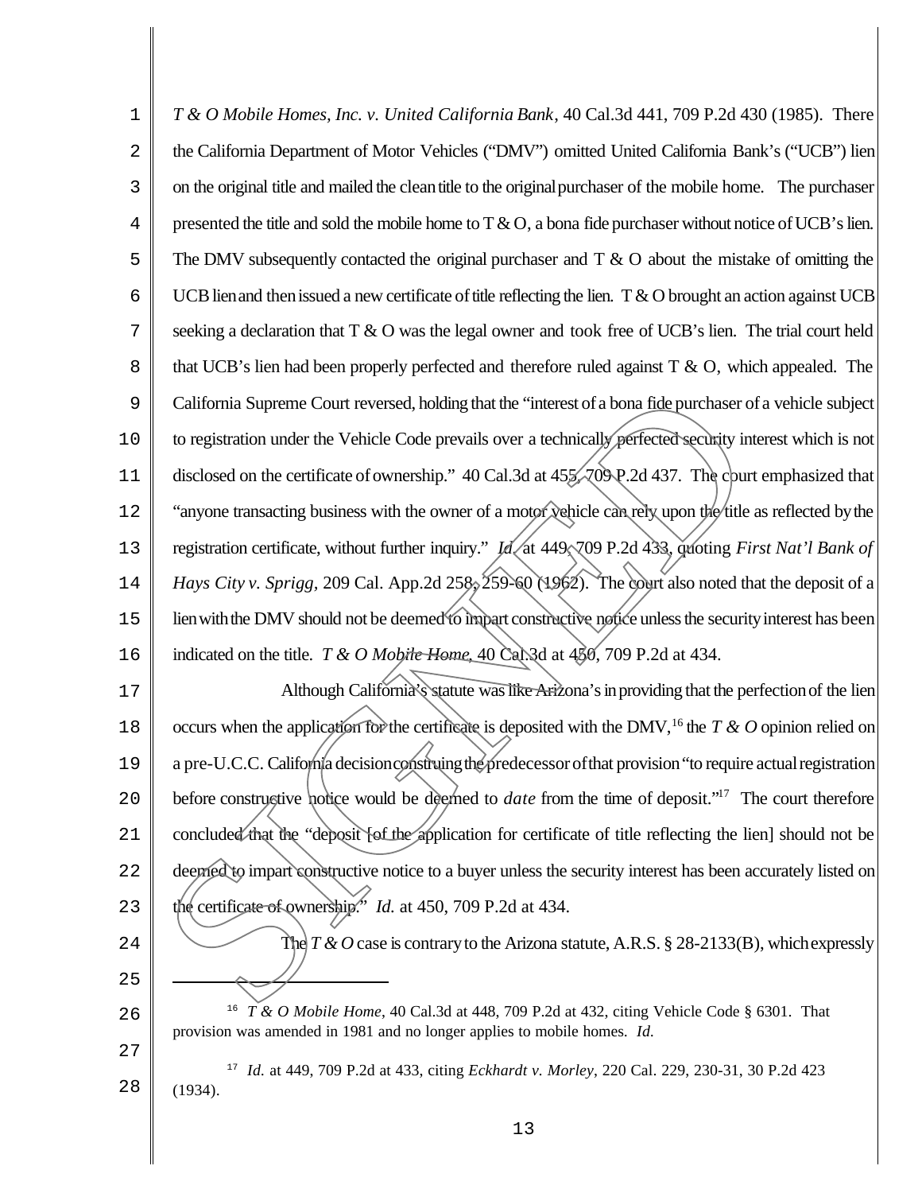*T & O Mobile Homes, Inc. v. United California Bank*, 40 Cal.3d 441, 709 P.2d 430 (1985). There the California Department of Motor Vehicles ("DMV") omitted United California Bank's ("UCB") lien on the original title and mailed the clean title to the original purchaser of the mobile home. The purchaser presented the title and sold the mobile home to T & O, a bona fide purchaser without notice of UCB's lien. The DMV subsequently contacted the original purchaser and T & O about the mistake of omitting the UCB lien and then issued a new certificate of title reflecting the lien. T & O brought an action against UCB seeking a declaration that T & O was the legal owner and took free of UCB's lien. The trial court held that UCB's lien had been properly perfected and therefore ruled against T & O, which appealed. The California Supreme Court reversed, holding that the "interest of a bona fide purchaser of a vehicle subject to registration under the Vehicle Code prevails over a technically perfected security interest which is not disclosed on the certificate of ownership." 40 Cal.3d at 455, 709 P.2d 437. The court emphasized that "anyone transacting business with the owner of a motor vehicle can rely upon the title as reflected by the registration certificate, without further inquiry." *Id.* at 449, 709 P.2d 433, quoting *First Nat'l Bank of Hays City v. Sprigg*, 209 Cal. App.2d 258, 259-60 (1962). The court also noted that the deposit of a lien with the DMV should not be deemed to impart constructive notice unless the security interest has been indicated on the title. *T & O Mobile Home*, 40 Cal.3d at 450, 709 P.2d at 434.

Although California's statute was like Arizona's in providing that the perfection of the lien occurs when the application for the certificate is deposited with the DMV,[16] the *T & O* opinion relied on a pre-U.C.C. California decision construing the predecessor of that provision "to require actual registration before constructive notice would be deemed to *date* from the time of deposit."[17] The court therefore concluded that the "deposit [of the application for certificate of title reflecting the lien] should not be deemed to impart constructive notice to a buyer unless the security interest has been accurately listed on the certificate of ownership." *Id.* at 450, 709 P.2d at 434.

The *T & O* case is contrary to the Arizona statute, A.R.S. § 28-2133(B), which expressly

---

[16] *T & O Mobile Home*, 40 Cal.3d at 448, 709 P.2d at 432, citing Vehicle Code § 6301. That provision was amended in 1981 and no longer applies to mobile homes. *Id.*

[17] *Id.* at 449, 709 P.2d at 433, citing *Eckhardt v. Morley*, 220 Cal. 229, 230-31, 30 P.2d 423 (1934).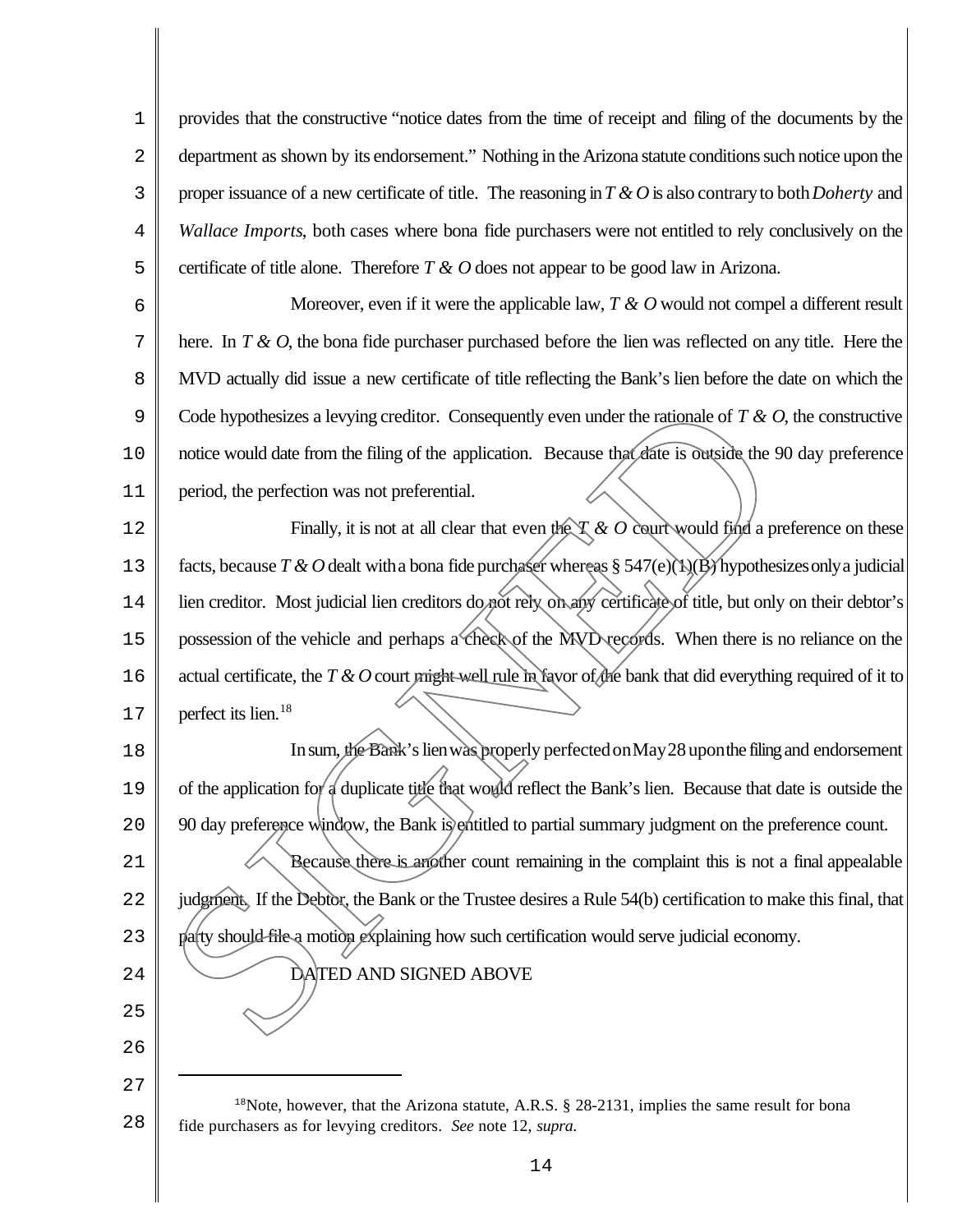provides that the constructive "notice dates from the time of receipt and filing of the documents by the department as shown by its endorsement." Nothing in the Arizona statute conditions such notice upon the proper issuance of a new certificate of title. The reasoning in *T & O* is also contrary to both *Doherty* and *Wallace Imports*, both cases where bona fide purchasers were not entitled to rely conclusively on the certificate of title alone. Therefore *T & O* does not appear to be good law in Arizona.

Moreover, even if it were the applicable law, *T & O* would not compel a different result here. In *T & O*, the bona fide purchaser purchased before the lien was reflected on any title. Here the MVD actually did issue a new certificate of title reflecting the Bank's lien before the date on which the Code hypothesizes a levying creditor. Consequently even under the rationale of *T & O*, the constructive notice would date from the filing of the application. Because that date is outside the 90 day preference period, the perfection was not preferential.

Finally, it is not at all clear that even the *T & O* court would find a preference on these facts, because *T & O* dealt with a bona fide purchaser whereas § 547(e)(1)(B) hypothesizes only a judicial lien creditor. Most judicial lien creditors do not rely on any certificate of title, but only on their debtor's possession of the vehicle and perhaps a check of the MVD records. When there is no reliance on the actual certificate, the *T & O* court might well rule in favor of the bank that did everything required of it to perfect its lien.[18]

In sum, the Bank's lien was properly perfected on May 28 upon the filing and endorsement of the application for a duplicate title that would reflect the Bank's lien. Because that date is outside the 90 day preference window, the Bank is entitled to partial summary judgment on the preference count.

Because there is another count remaining in the complaint this is not a final appealable judgment. If the Debtor, the Bank or the Trustee desires a Rule 54(b) certification to make this final, that party should file a motion explaining how such certification would serve judicial economy.

DATED AND SIGNED ABOVE

---

[18] Note, however, that the Arizona statute, A.R.S. § 28-2131, implies the same result for bona fide purchasers as for levying creditors. *See* note 12, *supra.*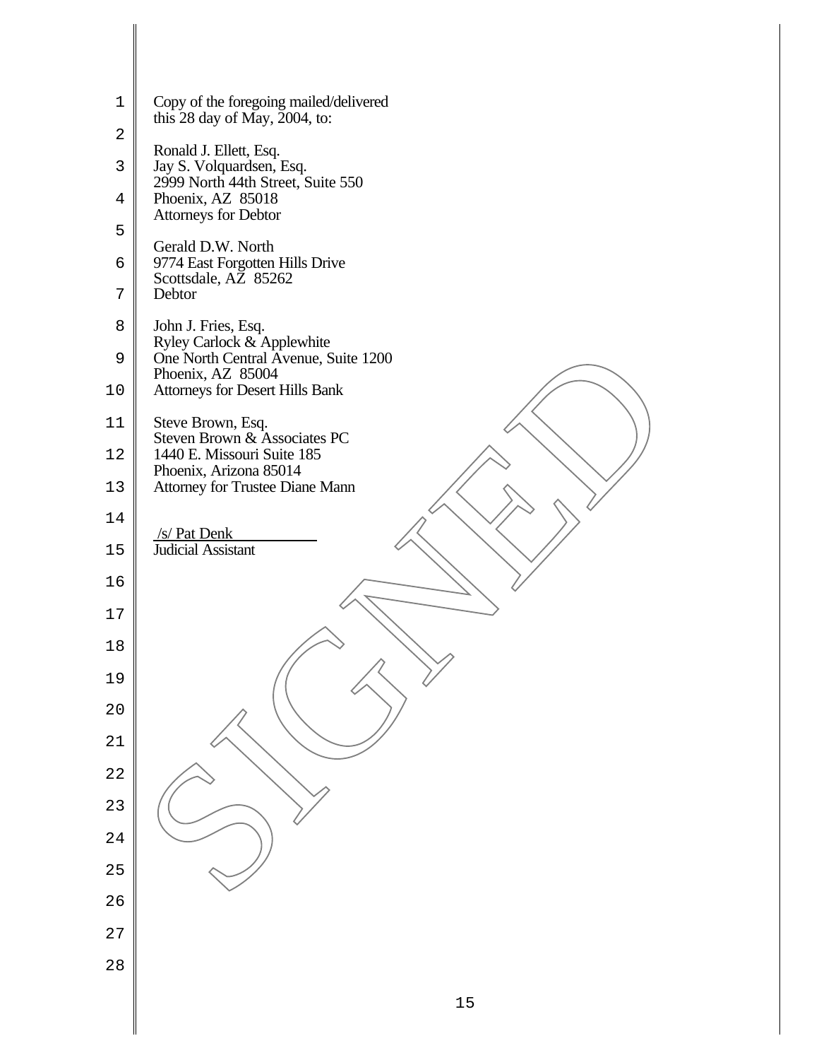Copy of the foregoing mailed/delivered
this 28 day of May, 2004, to:

Ronald J. Ellett, Esq.
Jay S. Volquardsen, Esq.
2999 North 44th Street, Suite 550
Phoenix, AZ 85018
Attorneys for Debtor

Gerald D.W. North
9774 East Forgotten Hills Drive
Scottsdale, AZ 85262
Debtor

John J. Fries, Esq.
Ryley Carlock & Applewhite
One North Central Avenue, Suite 1200
Phoenix, AZ 85004
Attorneys for Desert Hills Bank

Steve Brown, Esq.
Steven Brown & Associates PC
1440 E. Missouri Suite 185
Phoenix, Arizona 85014
Attorney for Trustee Diane Mann

/s/ Pat Denk
Judicial Assistant

SIGNED